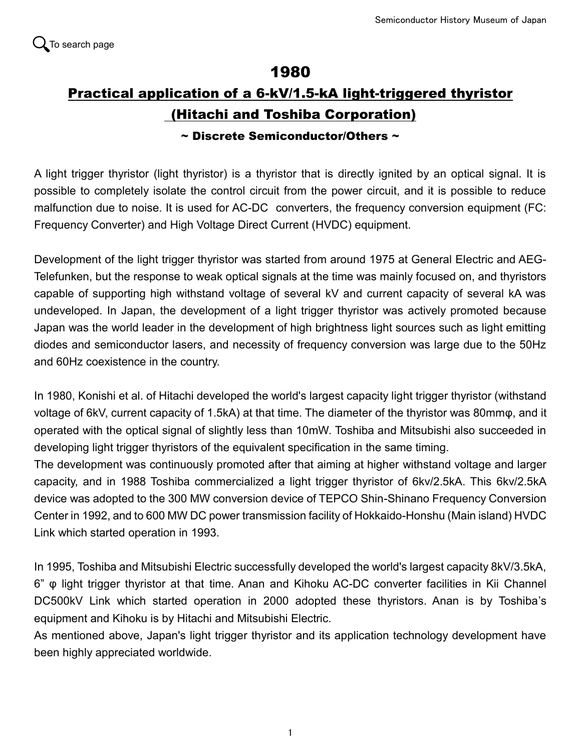To search page

# 1980

## Practical application of a 6-kV/1.5-kA light-triggered thyristor (Hitachi and Toshiba Corporation)

### ~ Discrete Semiconductor/Others ~

A light trigger thyristor (light thyristor) is a thyristor that is directly ignited by an optical signal. It is possible to completely isolate the control circuit from the power circuit, and it is possible to reduce malfunction due to noise. It is used for AC-DC converters, the frequency conversion equipment (FC: Frequency Converter) and High Voltage Direct Current (HVDC) equipment.

Development of the light trigger thyristor was started from around 1975 at General Electric and AEG-Telefunken, but the response to weak optical signals at the time was mainly focused on, and thyristors capable of supporting high withstand voltage of several kV and current capacity of several kA was undeveloped. In Japan, the development of a light trigger thyristor was actively promoted because Japan was the world leader in the development of high brightness light sources such as light emitting diodes and semiconductor lasers, and necessity of frequency conversion was large due to the 50Hz and 60Hz coexistence in the country.

In 1980, Konishi et al. of Hitachi developed the world's largest capacity light trigger thyristor (withstand voltage of 6kV, current capacity of 1.5kA) at that time. The diameter of the thyristor was 80mmφ, and it operated with the optical signal of slightly less than 10mW. Toshiba and Mitsubishi also succeeded in developing light trigger thyristors of the equivalent specification in the same timing.

The development was continuously promoted after that aiming at higher withstand voltage and larger capacity, and in 1988 Toshiba commercialized a light trigger thyristor of 6kv/2.5kA. This 6kv/2.5kA device was adopted to the 300 MW conversion device of TEPCO Shin-Shinano Frequency Conversion Center in 1992, and to 600 MW DC power transmission facility of Hokkaido-Honshu (Main island) HVDC Link which started operation in 1993.

In 1995, Toshiba and Mitsubishi Electric successfully developed the world's largest capacity 8kV/3.5kA, 6” φ light trigger thyristor at that time. Anan and Kihoku AC-DC converter facilities in Kii Channel DC500kV Link which started operation in 2000 adopted these thyristors. Anan is by Toshiba’s equipment and Kihoku is by Hitachi and Mitsubishi Electric.

As mentioned above, Japan's light trigger thyristor and its application technology development have been highly appreciated worldwide.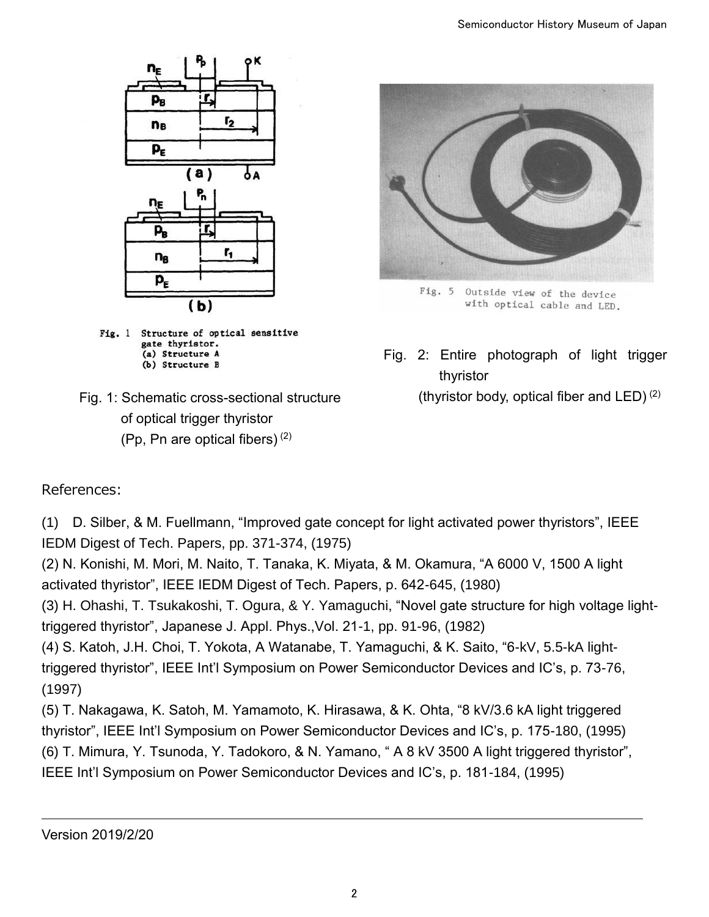Fig. 1 Structure of optical sensitive gate thyristor.
(a) Structure A
(b) Structure B

Fig. 1: Schematic cross-sectional structure of optical trigger thyristor (Pp, Pn are optical fibers) (2)

Fig. 5 Outside view of the device with optical cable and LED.

Fig. 2: Entire photograph of light trigger thyristor (thyristor body, optical fiber and LED) (2)

References:

(1) D. Silber, & M. Fuellmann, “Improved gate concept for light activated power thyristors”, IEEE IEDM Digest of Tech. Papers, pp. 371-374, (1975)

(2) N. Konishi, M. Mori, M. Naito, T. Tanaka, K. Miyata, & M. Okamura, “A 6000 V, 1500 A light activated thyristor”, IEEE IEDM Digest of Tech. Papers, p. 642-645, (1980)

(3) H. Ohashi, T. Tsukakoshi, T. Ogura, & Y. Yamaguchi, “Novel gate structure for high voltage light-triggered thyristor”, Japanese J. Appl. Phys.,Vol. 21-1, pp. 91-96, (1982)

(4) S. Katoh, J.H. Choi, T. Yokota, A Watanabe, T. Yamaguchi, & K. Saito, “6-kV, 5.5-kA light-triggered thyristor”, IEEE Int’l Symposium on Power Semiconductor Devices and IC’s, p. 73-76, (1997)

(5) T. Nakagawa, K. Satoh, M. Yamamoto, K. Hirasawa, & K. Ohta, “8 kV/3.6 kA light triggered thyristor”, IEEE Int’l Symposium on Power Semiconductor Devices and IC’s, p. 175-180, (1995)

(6) T. Mimura, Y. Tsunoda, Y. Tadokoro, & N. Yamano, “ A 8 kV 3500 A light triggered thyristor”, IEEE Int’l Symposium on Power Semiconductor Devices and IC’s, p. 181-184, (1995)

---

Version 2019/2/20